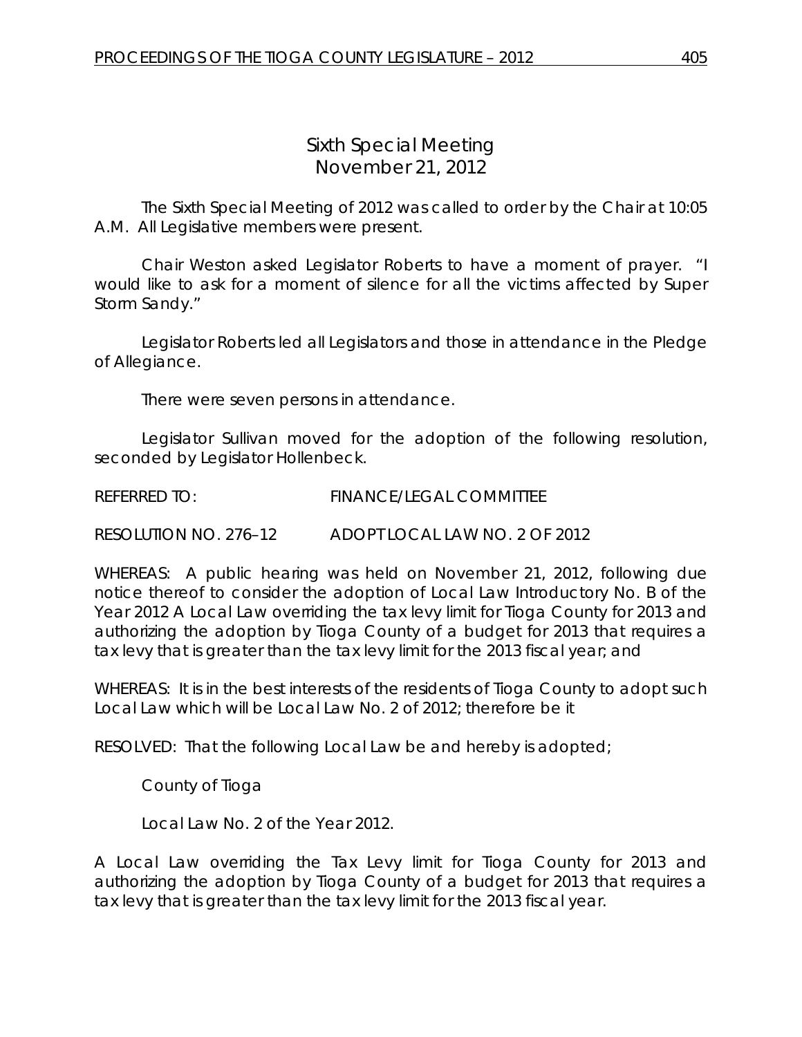# Sixth Special Meeting
## November 21, 2012

The Sixth Special Meeting of 2012 was called to order by the Chair at 10:05 A.M. All Legislative members were present.

Chair Weston asked Legislator Roberts to have a moment of prayer. "I would like to ask for a moment of silence for all the victims affected by Super Storm Sandy."

Legislator Roberts led all Legislators and those in attendance in the Pledge of Allegiance.

There were seven persons in attendance.

Legislator Sullivan moved for the adoption of the following resolution, seconded by Legislator Hollenbeck.

REFERRED TO: FINANCE/LEGAL COMMITTEE

RESOLUTION NO. 276–12 ADOPT LOCAL LAW NO. 2 OF 2012

WHEREAS: A public hearing was held on November 21, 2012, following due notice thereof to consider the adoption of Local Law Introductory No. B of the Year 2012 A Local Law overriding the tax levy limit for Tioga County for 2013 and authorizing the adoption by Tioga County of a budget for 2013 that requires a tax levy that is greater than the tax levy limit for the 2013 fiscal year; and

WHEREAS: It is in the best interests of the residents of Tioga County to adopt such Local Law which will be Local Law No. 2 of 2012; therefore be it

RESOLVED: That the following Local Law be and hereby is adopted;

County of Tioga

Local Law No. 2 of the Year 2012.

A Local Law overriding the Tax Levy limit for Tioga County for 2013 and authorizing the adoption by Tioga County of a budget for 2013 that requires a tax levy that is greater than the tax levy limit for the 2013 fiscal year.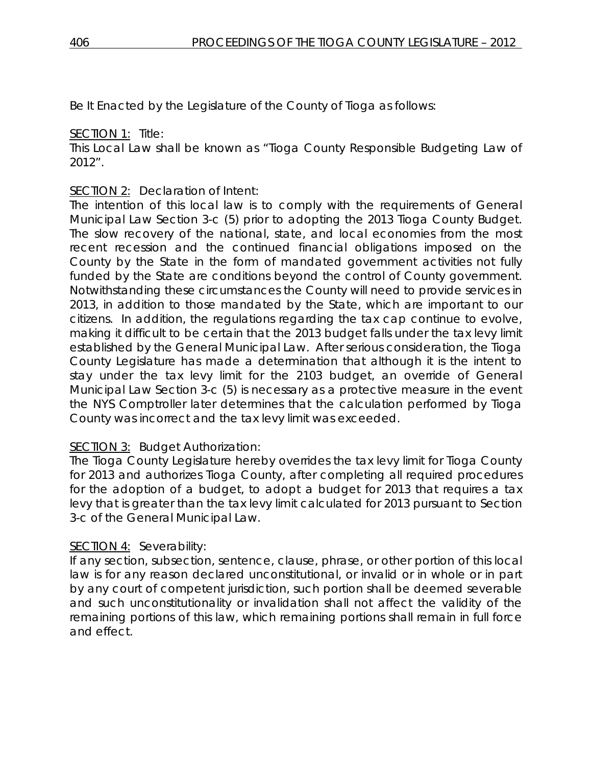Be It Enacted by the Legislature of the County of Tioga as follows:

<u>SECTION 1:</u> Title:

This Local Law shall be known as "Tioga County Responsible Budgeting Law of 2012".

<u>SECTION 2:</u> Declaration of Intent:

The intention of this local law is to comply with the requirements of General Municipal Law Section 3-c (5) prior to adopting the 2013 Tioga County Budget. The slow recovery of the national, state, and local economies from the most recent recession and the continued financial obligations imposed on the County by the State in the form of mandated government activities not fully funded by the State are conditions beyond the control of County government. Notwithstanding these circumstances the County will need to provide services in 2013, in addition to those mandated by the State, which are important to our citizens. In addition, the regulations regarding the tax cap continue to evolve, making it difficult to be certain that the 2013 budget falls under the tax levy limit established by the General Municipal Law. After serious consideration, the Tioga County Legislature has made a determination that although it is the intent to stay under the tax levy limit for the 2103 budget, an override of General Municipal Law Section 3-c (5) is necessary as a protective measure in the event the NYS Comptroller later determines that the calculation performed by Tioga County was incorrect and the tax levy limit was exceeded.

<u>SECTION 3:</u> Budget Authorization:

The Tioga County Legislature hereby overrides the tax levy limit for Tioga County for 2013 and authorizes Tioga County, after completing all required procedures for the adoption of a budget, to adopt a budget for 2013 that requires a tax levy that is greater than the tax levy limit calculated for 2013 pursuant to Section 3-c of the General Municipal Law.

<u>SECTION 4:</u> Severability:

If any section, subsection, sentence, clause, phrase, or other portion of this local law is for any reason declared unconstitutional, or invalid or in whole or in part by any court of competent jurisdiction, such portion shall be deemed severable and such unconstitutionality or invalidation shall not affect the validity of the remaining portions of this law, which remaining portions shall remain in full force and effect.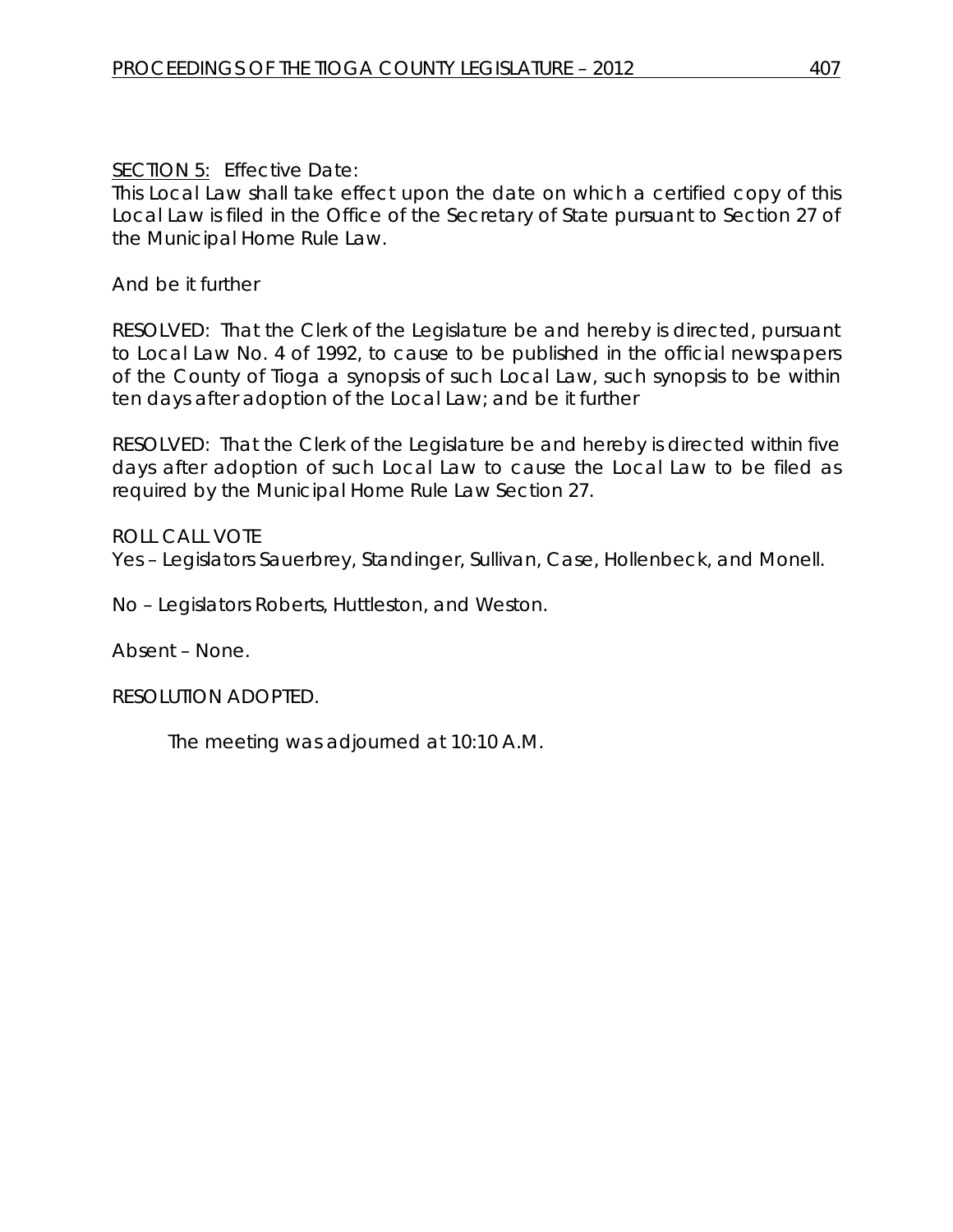<u>SECTION 5:</u> Effective Date:
This Local Law shall take effect upon the date on which a certified copy of this Local Law is filed in the Office of the Secretary of State pursuant to Section 27 of the Municipal Home Rule Law.

And be it further

RESOLVED: That the Clerk of the Legislature be and hereby is directed, pursuant to Local Law No. 4 of 1992, to cause to be published in the official newspapers of the County of Tioga a synopsis of such Local Law, such synopsis to be within ten days after adoption of the Local Law; and be it further

RESOLVED: That the Clerk of the Legislature be and hereby is directed within five days after adoption of such Local Law to cause the Local Law to be filed as required by the Municipal Home Rule Law Section 27.

ROLL CALL VOTE
Yes – Legislators Sauerbrey, Standinger, Sullivan, Case, Hollenbeck, and Monell.

No – Legislators Roberts, Huttleston, and Weston.

Absent – None.

RESOLUTION ADOPTED.

The meeting was adjourned at 10:10 A.M.